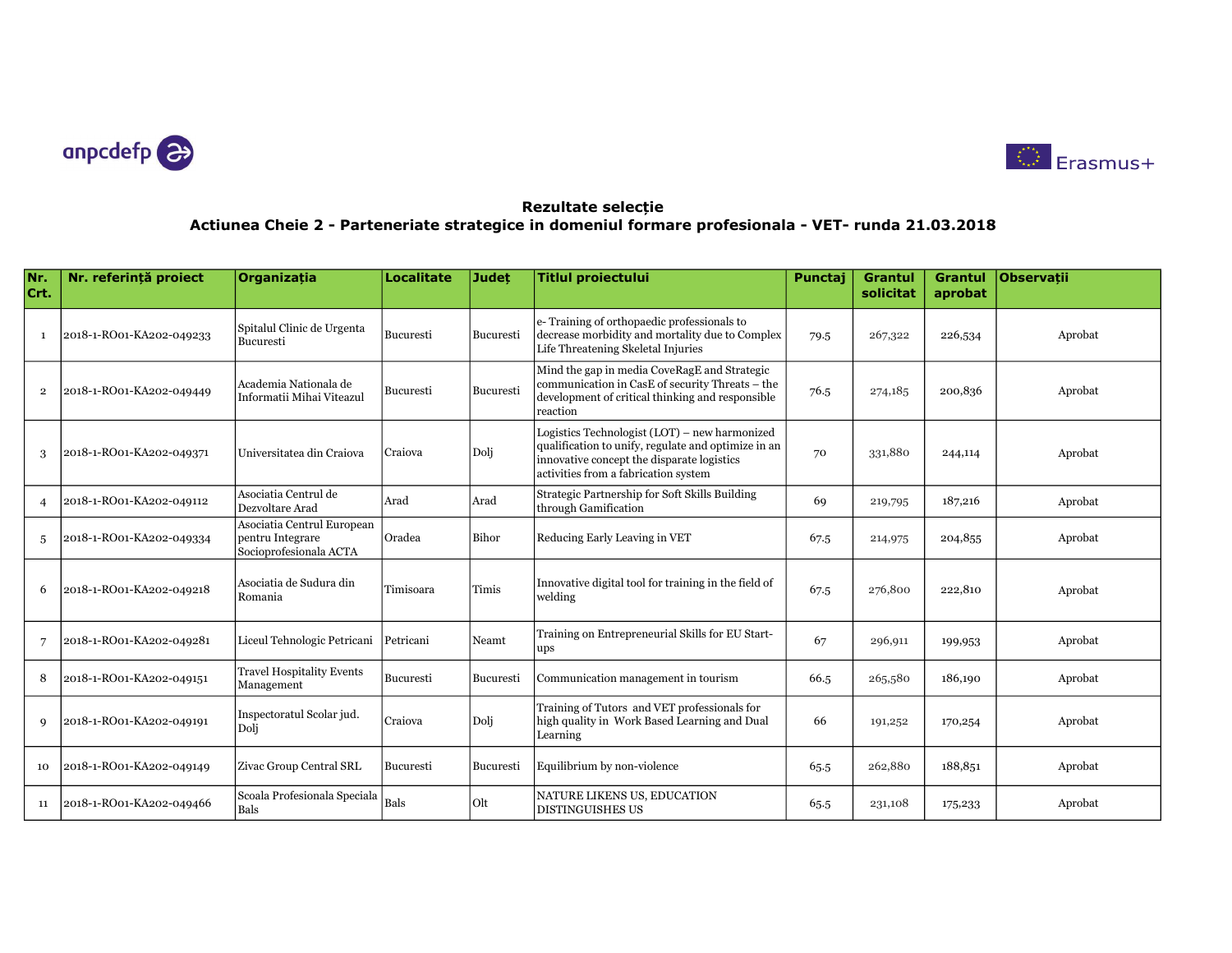anpcdefp

Erasmus+

## Rezultate selecție

## Actiunea Cheie 2 - Parteneriate strategice in domeniul formare profesionala - VET- runda 21.03.2018

| Nr. Crt. | Nr. referință proiect | Organizația | Localitate | Județ | Titlul proiectului | Punctaj | Grantul solicitat | Grantul aprobat | Observații |
|---|---|---|---|---|---|---|---|---|---|
| 1 | 2018-1-RO01-KA202-049233 | Spitalul Clinic de Urgenta Bucuresti | Bucuresti | Bucuresti | e- Training of orthopaedic professionals to decrease morbidity and mortality due to Complex Life Threatening Skeletal Injuries | 79.5 | 267,322 | 226,534 | Aprobat |
| 2 | 2018-1-RO01-KA202-049449 | Academia Nationala de Informatii Mihai Viteazul | Bucuresti | Bucuresti | Mind the gap in media CoveRagE and Strategic communication in CasE of security Threats – the development of critical thinking and responsible reaction | 76.5 | 274,185 | 200,836 | Aprobat |
| 3 | 2018-1-RO01-KA202-049371 | Universitatea din Craiova | Craiova | Dolj | Logistics Technologist (LOT) – new harmonized qualification to unify, regulate and optimize in an innovative concept the disparate logistics activities from a fabrication system | 70 | 331,880 | 244,114 | Aprobat |
| 4 | 2018-1-RO01-KA202-049112 | Asociatia Centrul de Dezvoltare Arad | Arad | Arad | Strategic Partnership for Soft Skills Building through Gamification | 69 | 219,795 | 187,216 | Aprobat |
| 5 | 2018-1-RO01-KA202-049334 | Asociatia Centrul European pentru Integrare Socioprofesionala ACTA | Oradea | Bihor | Reducing Early Leaving in VET | 67.5 | 214,975 | 204,855 | Aprobat |
| 6 | 2018-1-RO01-KA202-049218 | Asociatia de Sudura din Romania | Timisoara | Timis | Innovative digital tool for training in the field of welding | 67.5 | 276,800 | 222,810 | Aprobat |
| 7 | 2018-1-RO01-KA202-049281 | Liceul Tehnologic Petricani | Petricani | Neamt | Training on Entrepreneurial Skills for EU Start-ups | 67 | 296,911 | 199,953 | Aprobat |
| 8 | 2018-1-RO01-KA202-049151 | Travel Hospitality Events Management | Bucuresti | Bucuresti | Communication management in tourism | 66.5 | 265,580 | 186,190 | Aprobat |
| 9 | 2018-1-RO01-KA202-049191 | Inspectoratul Scolar jud. Dolj | Craiova | Dolj | Training of Tutors and VET professionals for high quality in Work Based Learning and Dual Learning | 66 | 191,252 | 170,254 | Aprobat |
| 10 | 2018-1-RO01-KA202-049149 | Zivac Group Central SRL | Bucuresti | Bucuresti | Equilibrium by non-violence | 65.5 | 262,880 | 188,851 | Aprobat |
| 11 | 2018-1-RO01-KA202-049466 | Scoala Profesionala Speciala Bals | Bals | Olt | NATURE LIKENS US, EDUCATION DISTINGUISHES US | 65.5 | 231,108 | 175,233 | Aprobat |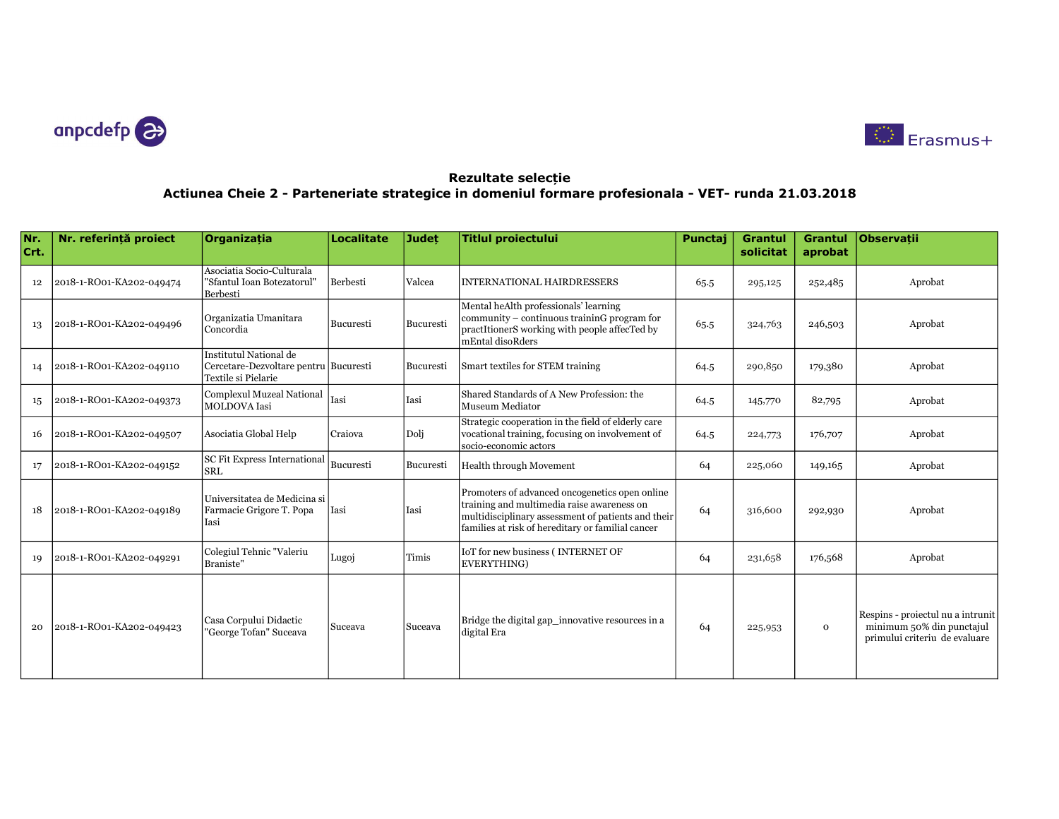## Rezultate selecție

### Actiunea Cheie 2 - Parteneriate strategice in domeniul formare profesionala - VET- runda 21.03.2018

| Nr. Crt. | Nr. referință proiect | Organizația | Localitate | Județ | Titlul proiectului | Punctaj | Grantul solicitat | Grantul aprobat | Observații |
|---|---|---|---|---|---|---|---|---|---|
| 12 | 2018-1-RO01-KA202-049474 | Asociatia Socio-Culturala "Sfantul Ioan Botezatorul" Berbesti | Berbesti | Valcea | INTERNATIONAL HAIRDRESSERS | 65.5 | 295,125 | 252,485 | Aprobat |
| 13 | 2018-1-RO01-KA202-049496 | Organizatia Umanitara Concordia | Bucuresti | Bucuresti | Mental heAlth professionals' learning community – continuous traininG program for practItionerS working with people affecTed by mEntal disoRders | 65.5 | 324,763 | 246,503 | Aprobat |
| 14 | 2018-1-RO01-KA202-049110 | Institutul National de Cercetare-Dezvoltare pentru Textile si Pielarie | Bucuresti | Bucuresti | Smart textiles for STEM training | 64.5 | 290,850 | 179,380 | Aprobat |
| 15 | 2018-1-RO01-KA202-049373 | Complexul Muzeal National MOLDOVA Iasi | Iasi | Iasi | Shared Standards of A New Profession: the Museum Mediator | 64.5 | 145,770 | 82,795 | Aprobat |
| 16 | 2018-1-RO01-KA202-049507 | Asociatia Global Help | Craiova | Dolj | Strategic cooperation in the field of elderly care vocational training, focusing on involvement of socio-economic actors | 64.5 | 224,773 | 176,707 | Aprobat |
| 17 | 2018-1-RO01-KA202-049152 | SC Fit Express International SRL | Bucuresti | Bucuresti | Health through Movement | 64 | 225,060 | 149,165 | Aprobat |
| 18 | 2018-1-RO01-KA202-049189 | Universitatea de Medicina si Farmacie Grigore T. Popa Iasi | Iasi | Iasi | Promoters of advanced oncogenetics open online training and multimedia raise awareness on multidisciplinary assessment of patients and their families at risk of hereditary or familial cancer | 64 | 316,600 | 292,930 | Aprobat |
| 19 | 2018-1-RO01-KA202-049291 | Colegiul Tehnic "Valeriu Braniste" | Lugoj | Timis | IoT for new business ( INTERNET OF EVERYTHING) | 64 | 231,658 | 176,568 | Aprobat |
| 20 | 2018-1-RO01-KA202-049423 | Casa Corpului Didactic "George Tofan" Suceava | Suceava | Suceava | Bridge the digital gap_innovative resources in a digital Era | 64 | 225,953 | 0 | Respins - proiectul nu a intrunit minimum 50% din punctajul primului criteriu de evaluare |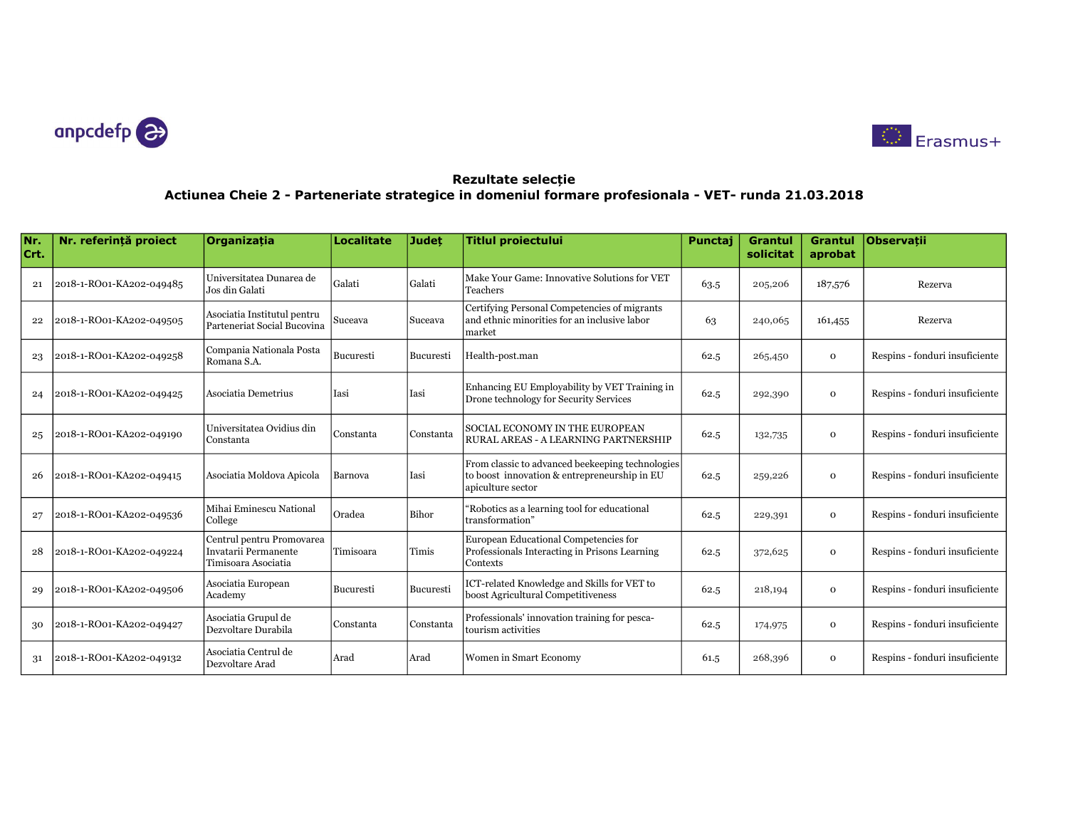## Rezultate selecție

### Actiunea Cheie 2 - Parteneriate strategice in domeniul formare profesionala - VET- runda 21.03.2018

| Nr. Crt. | Nr. referință proiect | Organizația | Localitate | Județ | Titlul proiectului | Punctaj | Grantul solicitat | Grantul aprobat | Observații |
|---|---|---|---|---|---|---|---|---|---|
| 21 | 2018-1-RO01-KA202-049485 | Universitatea Dunarea de Jos din Galati | Galati | Galati | Make Your Game: Innovative Solutions for VET Teachers | 63.5 | 205,206 | 187,576 | Rezerva |
| 22 | 2018-1-RO01-KA202-049505 | Asociatia Institutul pentru Parteneriat Social Bucovina | Suceava | Suceava | Certifying Personal Competencies of migrants and ethnic minorities for an inclusive labor market | 63 | 240,065 | 161,455 | Rezerva |
| 23 | 2018-1-RO01-KA202-049258 | Compania Nationala Posta Romana S.A. | Bucuresti | Bucuresti | Health-post.man | 62.5 | 265,450 | 0 | Respins - fonduri insuficiente |
| 24 | 2018-1-RO01-KA202-049425 | Asociatia Demetrius | Iasi | Iasi | Enhancing EU Employability by VET Training in Drone technology for Security Services | 62.5 | 292,390 | 0 | Respins - fonduri insuficiente |
| 25 | 2018-1-RO01-KA202-049190 | Universitatea Ovidius din Constanta | Constanta | Constanta | SOCIAL ECONOMY IN THE EUROPEAN RURAL AREAS - A LEARNING PARTNERSHIP | 62.5 | 132,735 | 0 | Respins - fonduri insuficiente |
| 26 | 2018-1-RO01-KA202-049415 | Asociatia Moldova Apicola | Barnova | Iasi | From classic to advanced beekeeping technologies to boost innovation & entrepreneurship in EU apiculture sector | 62.5 | 259,226 | 0 | Respins - fonduri insuficiente |
| 27 | 2018-1-RO01-KA202-049536 | Mihai Eminescu National College | Oradea | Bihor | "Robotics as a learning tool for educational transformation" | 62.5 | 229,391 | 0 | Respins - fonduri insuficiente |
| 28 | 2018-1-RO01-KA202-049224 | Centrul pentru Promovarea Invatarii Permanente Timisoara Asociatia | Timisoara | Timis | European Educational Competencies for Professionals Interacting in Prisons Learning Contexts | 62.5 | 372,625 | 0 | Respins - fonduri insuficiente |
| 29 | 2018-1-RO01-KA202-049506 | Asociatia European Academy | Bucuresti | Bucuresti | ICT-related Knowledge and Skills for VET to boost Agricultural Competitiveness | 62.5 | 218,194 | 0 | Respins - fonduri insuficiente |
| 30 | 2018-1-RO01-KA202-049427 | Asociatia Grupul de Dezvoltare Durabila | Constanta | Constanta | Professionals' innovation training for pesca-tourism activities | 62.5 | 174,975 | 0 | Respins - fonduri insuficiente |
| 31 | 2018-1-RO01-KA202-049132 | Asociatia Centrul de Dezvoltare Arad | Arad | Arad | Women in Smart Economy | 61.5 | 268,396 | 0 | Respins - fonduri insuficiente |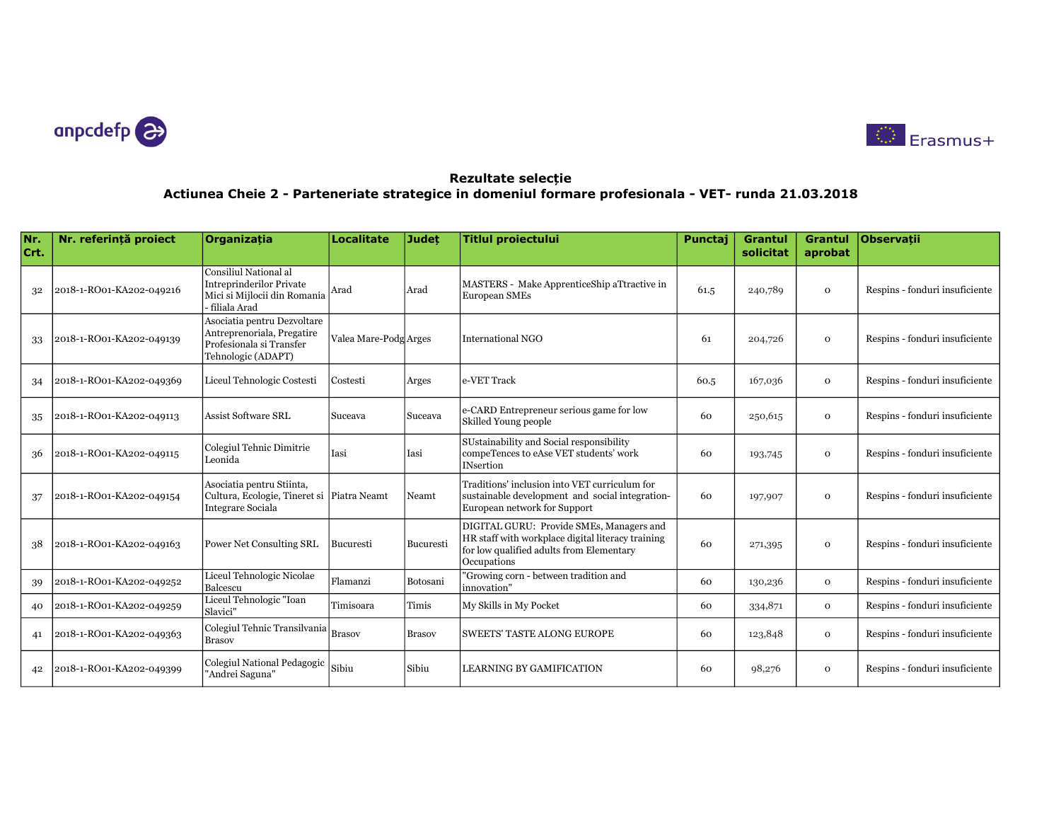## Rezultate selecție

### Actiunea Cheie 2 - Parteneriate strategice in domeniul formare profesionala - VET- runda 21.03.2018

| Nr. Crt. | Nr. referință proiect | Organizația | Localitate | Județ | Titlul proiectului | Punctaj | Grantul solicitat | Grantul aprobat | Observații |
|---|---|---|---|---|---|---|---|---|---|
| 32 | 2018-1-RO01-KA202-049216 | Consiliul National al Intreprinderilor Private Mici si Mijlocii din Romania - filiala Arad | Arad | Arad | MASTERS - Make ApprenticeShip aTtractive in European SMEs | 61.5 | 240,789 | 0 | Respins - fonduri insuficiente |
| 33 | 2018-1-RO01-KA202-049139 | Asociatia pentru Dezvoltare Antreprenoriala, Pregatire Profesionala si Transfer Tehnologic (ADAPT) | Valea Mare-Podg | Arges | International NGO | 61 | 204,726 | 0 | Respins - fonduri insuficiente |
| 34 | 2018-1-RO01-KA202-049369 | Liceul Tehnologic Costesti | Costesti | Arges | e-VET Track | 60.5 | 167,036 | 0 | Respins - fonduri insuficiente |
| 35 | 2018-1-RO01-KA202-049113 | Assist Software SRL | Suceava | Suceava | e-CARD Entrepreneur serious game for low Skilled Young people | 60 | 250,615 | 0 | Respins - fonduri insuficiente |
| 36 | 2018-1-RO01-KA202-049115 | Colegiul Tehnic Dimitrie Leonida | Iasi | Iasi | SUstainability and Social responsibility compeTences to eAse VET students' work INsertion | 60 | 193,745 | 0 | Respins - fonduri insuficiente |
| 37 | 2018-1-RO01-KA202-049154 | Asociatia pentru Stiinta, Cultura, Ecologie, Tineret si Integrare Sociala | Piatra Neamt | Neamt | Traditions' inclusion into VET curriculum for sustainable development and social integration-European network for Support | 60 | 197,907 | 0 | Respins - fonduri insuficiente |
| 38 | 2018-1-RO01-KA202-049163 | Power Net Consulting SRL | Bucuresti | Bucuresti | DIGITAL GURU: Provide SMEs, Managers and HR staff with workplace digital literacy training for low qualified adults from Elementary Occupations | 60 | 271,395 | 0 | Respins - fonduri insuficiente |
| 39 | 2018-1-RO01-KA202-049252 | Liceul Tehnologic Nicolae Balcescu | Flamanzi | Botosani | "Growing corn - between tradition and innovation" | 60 | 130,236 | 0 | Respins - fonduri insuficiente |
| 40 | 2018-1-RO01-KA202-049259 | Liceul Tehnologic "Ioan Slavici" | Timisoara | Timis | My Skills in My Pocket | 60 | 334,871 | 0 | Respins - fonduri insuficiente |
| 41 | 2018-1-RO01-KA202-049363 | Colegiul Tehnic Transilvania Brasov | Brasov | Brasov | SWEETS' TASTE ALONG EUROPE | 60 | 123,848 | 0 | Respins - fonduri insuficiente |
| 42 | 2018-1-RO01-KA202-049399 | Colegiul National Pedagogic "Andrei Saguna" | Sibiu | Sibiu | LEARNING BY GAMIFICATION | 60 | 98,276 | 0 | Respins - fonduri insuficiente |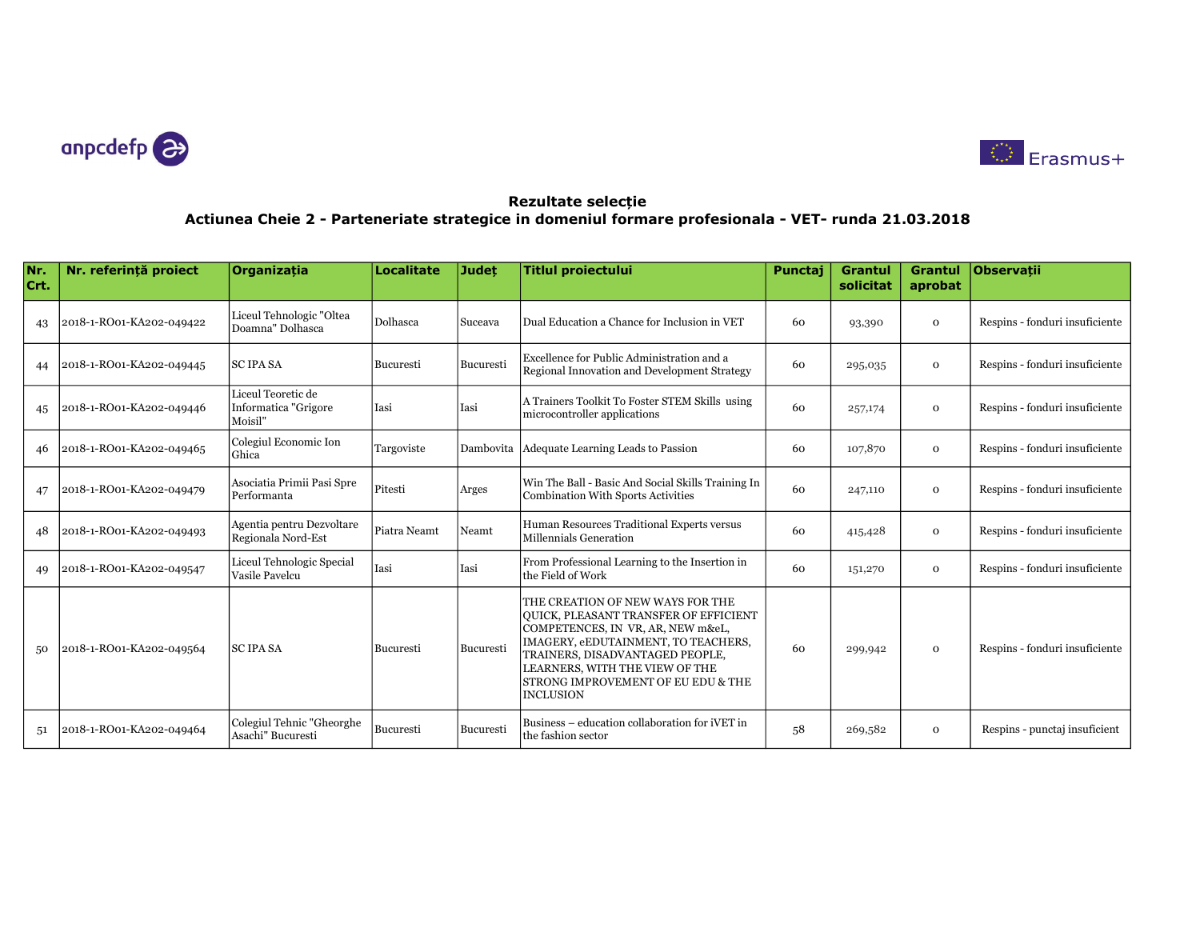## Rezultate selecție

## Actiunea Cheie 2 - Parteneriate strategice in domeniul formare profesionala - VET- runda 21.03.2018

| Nr. Crt. | Nr. referință proiect | Organizația | Localitate | Județ | Titlul proiectului | Punctaj | Grantul solicitat | Grantul aprobat | Observații |
|---|---|---|---|---|---|---|---|---|---|
| 43 | 2018-1-RO01-KA202-049422 | Liceul Tehnologic "Oltea Doamna" Dolhasca | Dolhasca | Suceava | Dual Education a Chance for Inclusion in VET | 60 | 93,390 | 0 | Respins - fonduri insuficiente |
| 44 | 2018-1-RO01-KA202-049445 | SC IPA SA | Bucuresti | Bucuresti | Excellence for Public Administration and a Regional Innovation and Development Strategy | 60 | 295,035 | 0 | Respins - fonduri insuficiente |
| 45 | 2018-1-RO01-KA202-049446 | Liceul Teoretic de Informatica "Grigore Moisil" | Iasi | Iasi | A Trainers Toolkit To Foster STEM Skills using microcontroller applications | 60 | 257,174 | 0 | Respins - fonduri insuficiente |
| 46 | 2018-1-RO01-KA202-049465 | Colegiul Economic Ion Ghica | Targoviste | Dambovita | Adequate Learning Leads to Passion | 60 | 107,870 | 0 | Respins - fonduri insuficiente |
| 47 | 2018-1-RO01-KA202-049479 | Asociatia Primii Pasi Spre Performanta | Pitesti | Arges | Win The Ball - Basic And Social Skills Training In Combination With Sports Activities | 60 | 247,110 | 0 | Respins - fonduri insuficiente |
| 48 | 2018-1-RO01-KA202-049493 | Agentia pentru Dezvoltare Regionala Nord-Est | Piatra Neamt | Neamt | Human Resources Traditional Experts versus Millennials Generation | 60 | 415,428 | 0 | Respins - fonduri insuficiente |
| 49 | 2018-1-RO01-KA202-049547 | Liceul Tehnologic Special Vasile Pavelcu | Iasi | Iasi | From Professional Learning to the Insertion in the Field of Work | 60 | 151,270 | 0 | Respins - fonduri insuficiente |
| 50 | 2018-1-RO01-KA202-049564 | SC IPA SA | Bucuresti | Bucuresti | THE CREATION OF NEW WAYS FOR THE QUICK, PLEASANT TRANSFER OF EFFICIENT COMPETENCES, IN VR, AR, NEW m&eL, IMAGERY, eEDUTAINMENT, TO TEACHERS, TRAINERS, DISADVANTAGED PEOPLE, LEARNERS, WITH THE VIEW OF THE STRONG IMPROVEMENT OF EU EDU & THE INCLUSION | 60 | 299,942 | 0 | Respins - fonduri insuficiente |
| 51 | 2018-1-RO01-KA202-049464 | Colegiul Tehnic "Gheorghe Asachi" Bucuresti | Bucuresti | Bucuresti | Business – education collaboration for iVET in the fashion sector | 58 | 269,582 | 0 | Respins - punctaj insuficient |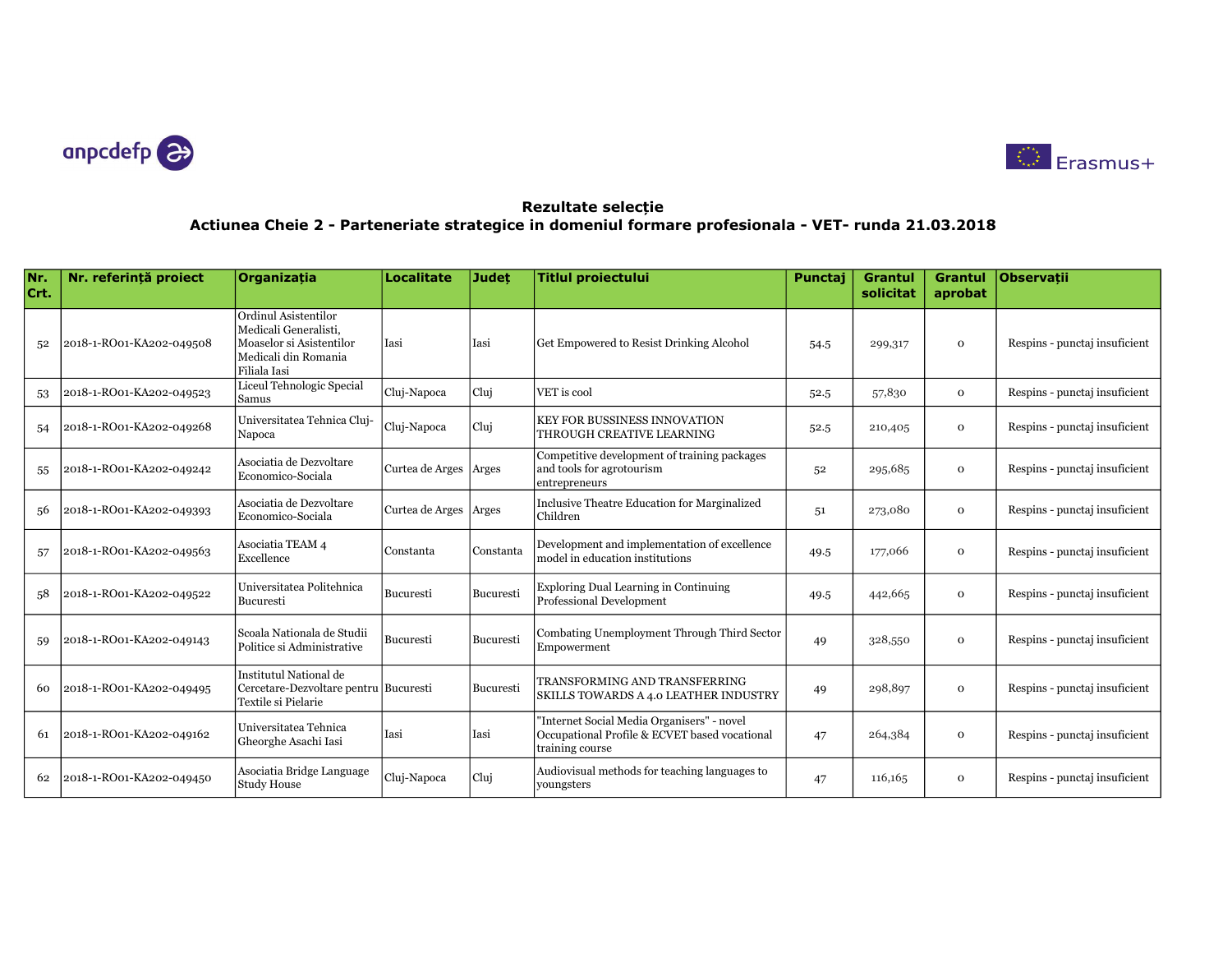anpcdefp

Erasmus+

## Rezultate selecție
## Actiunea Cheie 2 - Parteneriate strategice in domeniul formare profesionala - VET- runda 21.03.2018

| Nr. Crt. | Nr. referință proiect | Organizația | Localitate | Județ | Titlul proiectului | Punctaj | Grantul solicitat | Grantul aprobat | Observații |
|---|---|---|---|---|---|---|---|---|---|
| 52 | 2018-1-RO01-KA202-049508 | Ordinul Asistentilor Medicali Generalisti, Moaselor si Asistentilor Medicali din Romania Filiala Iasi | Iasi | Iasi | Get Empowered to Resist Drinking Alcohol | 54.5 | 299,317 | 0 | Respins - punctaj insuficient |
| 53 | 2018-1-RO01-KA202-049523 | Liceul Tehnologic Special Samus | Cluj-Napoca | Cluj | VET is cool | 52.5 | 57,830 | 0 | Respins - punctaj insuficient |
| 54 | 2018-1-RO01-KA202-049268 | Universitatea Tehnica Cluj-Napoca | Cluj-Napoca | Cluj | KEY FOR BUSSINESS INNOVATION THROUGH CREATIVE LEARNING | 52.5 | 210,405 | 0 | Respins - punctaj insuficient |
| 55 | 2018-1-RO01-KA202-049242 | Asociatia de Dezvoltare Economico-Sociala | Curtea de Arges | Arges | Competitive development of training packages and tools for agrotourism entrepreneurs | 52 | 295,685 | 0 | Respins - punctaj insuficient |
| 56 | 2018-1-RO01-KA202-049393 | Asociatia de Dezvoltare Economico-Sociala | Curtea de Arges | Arges | Inclusive Theatre Education for Marginalized Children | 51 | 273,080 | 0 | Respins - punctaj insuficient |
| 57 | 2018-1-RO01-KA202-049563 | Asociatia TEAM 4 Excellence | Constanta | Constanta | Development and implementation of excellence model in education institutions | 49.5 | 177,066 | 0 | Respins - punctaj insuficient |
| 58 | 2018-1-RO01-KA202-049522 | Universitatea Politehnica Bucuresti | Bucuresti | Bucuresti | Exploring Dual Learning in Continuing Professional Development | 49.5 | 442,665 | 0 | Respins - punctaj insuficient |
| 59 | 2018-1-RO01-KA202-049143 | Scoala Nationala de Studii Politice si Administrative | Bucuresti | Bucuresti | Combating Unemployment Through Third Sector Empowerment | 49 | 328,550 | 0 | Respins - punctaj insuficient |
| 60 | 2018-1-RO01-KA202-049495 | Institutul National de Cercetare-Dezvoltare pentru Textile si Pielarie | Bucuresti | Bucuresti | TRANSFORMING AND TRANSFERRING SKILLS TOWARDS A 4.0 LEATHER INDUSTRY | 49 | 298,897 | 0 | Respins - punctaj insuficient |
| 61 | 2018-1-RO01-KA202-049162 | Universitatea Tehnica Gheorghe Asachi Iasi | Iasi | Iasi | "Internet Social Media Organisers" - novel Occupational Profile & ECVET based vocational training course | 47 | 264,384 | 0 | Respins - punctaj insuficient |
| 62 | 2018-1-RO01-KA202-049450 | Asociatia Bridge Language Study House | Cluj-Napoca | Cluj | Audiovisual methods for teaching languages to youngsters | 47 | 116,165 | 0 | Respins - punctaj insuficient |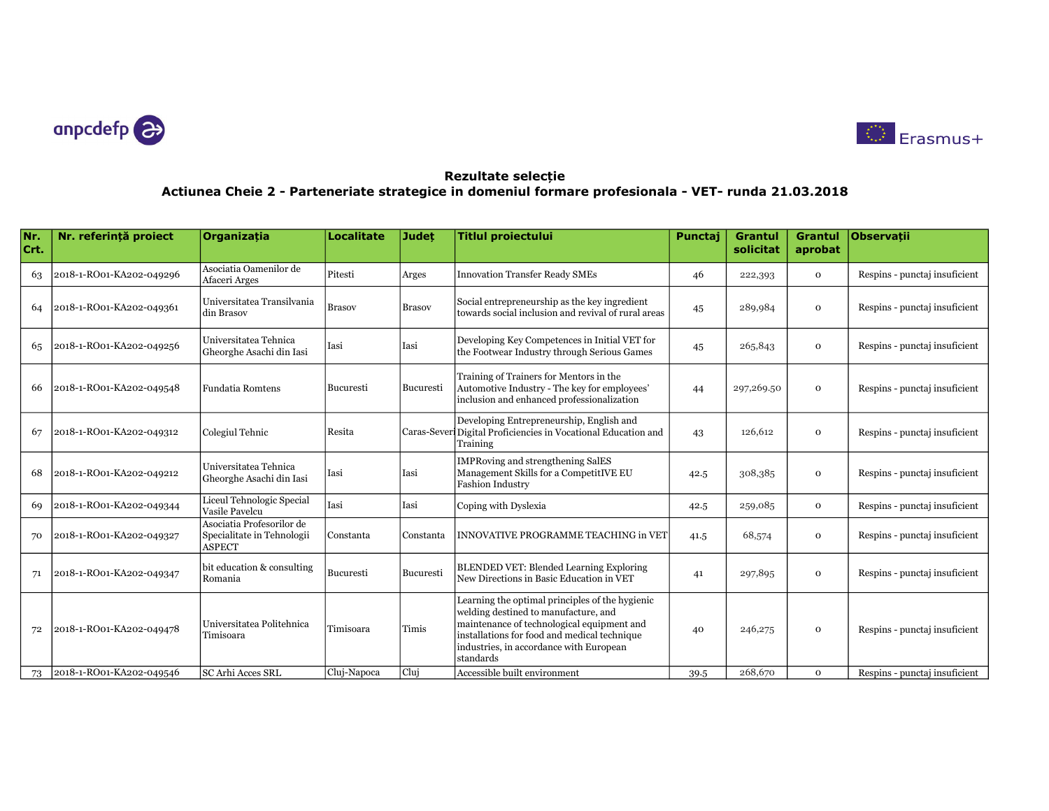## Rezultate selecție

## Actiunea Cheie 2 - Parteneriate strategice in domeniul formare profesionala - VET- runda 21.03.2018

| Nr. Crt. | Nr. referință proiect | Organizația | Localitate | Județ | Titlul proiectului | Punctaj | Grantul solicitat | Grantul aprobat | Observații |
|---|---|---|---|---|---|---|---|---|---|
| 63 | 2018-1-RO01-KA202-049296 | Asociatia Oamenilor de Afaceri Arges | Pitesti | Arges | Innovation Transfer Ready SMEs | 46 | 222,393 | 0 | Respins - punctaj insuficient |
| 64 | 2018-1-RO01-KA202-049361 | Universitatea Transilvania din Brasov | Brasov | Brasov | Social entrepreneurship as the key ingredient towards social inclusion and revival of rural areas | 45 | 289,984 | 0 | Respins - punctaj insuficient |
| 65 | 2018-1-RO01-KA202-049256 | Universitatea Tehnica Gheorghe Asachi din Iasi | Iasi | Iasi | Developing Key Competences in Initial VET for the Footwear Industry through Serious Games | 45 | 265,843 | 0 | Respins - punctaj insuficient |
| 66 | 2018-1-RO01-KA202-049548 | Fundatia Romtens | Bucuresti | Bucuresti | Training of Trainers for Mentors in the Automotive Industry - The key for employees' inclusion and enhanced professionalization | 44 | 297,269.50 | 0 | Respins - punctaj insuficient |
| 67 | 2018-1-RO01-KA202-049312 | Colegiul Tehnic | Resita | Caras-Severin | Developing Entrepreneurship, English and Digital Proficiencies in Vocational Education and Training | 43 | 126,612 | 0 | Respins - punctaj insuficient |
| 68 | 2018-1-RO01-KA202-049212 | Universitatea Tehnica Gheorghe Asachi din Iasi | Iasi | Iasi | IMPRoving and strengthening SalES Management Skills for a CompetitIVE EU Fashion Industry | 42.5 | 308,385 | 0 | Respins - punctaj insuficient |
| 69 | 2018-1-RO01-KA202-049344 | Liceul Tehnologic Special Vasile Pavelcu | Iasi | Iasi | Coping with Dyslexia | 42.5 | 259,085 | 0 | Respins - punctaj insuficient |
| 70 | 2018-1-RO01-KA202-049327 | Asociatia Profesorilor de Specialitate in Tehnologii ASPECT | Constanta | Constanta | INNOVATIVE PROGRAMME TEACHING in VET | 41.5 | 68,574 | 0 | Respins - punctaj insuficient |
| 71 | 2018-1-RO01-KA202-049347 | bit education & consulting Romania | Bucuresti | Bucuresti | BLENDED VET: Blended Learning Exploring New Directions in Basic Education in VET | 41 | 297,895 | 0 | Respins - punctaj insuficient |
| 72 | 2018-1-RO01-KA202-049478 | Universitatea Politehnica Timisoara | Timisoara | Timis | Learning the optimal principles of the hygienic welding destined to manufacture, and maintenance of technological equipment and installations for food and medical technique industries, in accordance with European standards | 40 | 246,275 | 0 | Respins - punctaj insuficient |
| 73 | 2018-1-RO01-KA202-049546 | SC Arhi Acces SRL | Cluj-Napoca | Cluj | Accessible built environment | 39.5 | 268,670 | 0 | Respins - punctaj insuficient |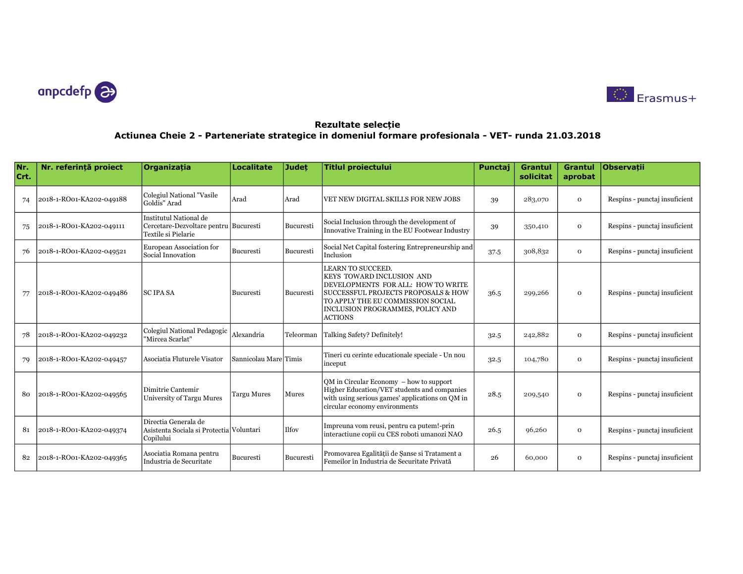## Rezultate selecție
## Actiunea Cheie 2 - Parteneriate strategice in domeniul formare profesionala - VET- runda 21.03.2018

| Nr. Crt. | Nr. referință proiect | Organizația | Localitate | Județ | Titlul proiectului | Punctaj | Grantul solicitat | Grantul aprobat | Observații |
|---|---|---|---|---|---|---|---|---|---|
| 74 | 2018-1-RO01-KA202-049188 | Colegiul National "Vasile Goldis" Arad | Arad | Arad | VET NEW DIGITAL SKILLS FOR NEW JOBS | 39 | 283,070 | 0 | Respins - punctaj insuficient |
| 75 | 2018-1-RO01-KA202-049111 | Institutul National de Cercetare-Dezvoltare pentru Textile si Pielarie | Bucuresti | Bucuresti | Social Inclusion through the development of Innovative Training in the EU Footwear Industry | 39 | 350,410 | 0 | Respins - punctaj insuficient |
| 76 | 2018-1-RO01-KA202-049521 | European Association for Social Innovation | Bucuresti | Bucuresti | Social Net Capital fostering Entrepreneurship and Inclusion | 37.5 | 308,832 | 0 | Respins - punctaj insuficient |
| 77 | 2018-1-RO01-KA202-049486 | SC IPA SA | Bucuresti | Bucuresti | LEARN TO SUCCEED. KEYS TOWARD INCLUSION AND DEVELOPMENTS FOR ALL: HOW TO WRITE SUCCESSFUL PROJECTS PROPOSALS & HOW TO APPLY THE EU COMMISSION SOCIAL INCLUSION PROGRAMMES, POLICY AND ACTIONS | 36.5 | 299,266 | 0 | Respins - punctaj insuficient |
| 78 | 2018-1-RO01-KA202-049232 | Colegiul National Pedagogic "Mircea Scarlat" | Alexandria | Teleorman | Talking Safety? Definitely! | 32.5 | 242,882 | 0 | Respins - punctaj insuficient |
| 79 | 2018-1-RO01-KA202-049457 | Asociatia Fluturele Visator | Sannicolau Mare | Timis | Tineri cu cerinte educationale speciale - Un nou inceput | 32.5 | 104,780 | 0 | Respins - punctaj insuficient |
| 80 | 2018-1-RO01-KA202-049565 | Dimitrie Cantemir University of Targu Mures | Targu Mures | Mures | QM in Circular Economy – how to support Higher Education/VET students and companies with using serious games' applications on QM in circular economy environments | 28.5 | 209,540 | 0 | Respins - punctaj insuficient |
| 81 | 2018-1-RO01-KA202-049374 | Directia Generala de Asistenta Sociala si Protectia Copilului | Voluntari | Ilfov | Impreuna vom reusi, pentru ca putem!-prin interactiune copii cu CES roboti umanozi NAO | 26.5 | 96,260 | 0 | Respins - punctaj insuficient |
| 82 | 2018-1-RO01-KA202-049365 | Asociatia Romana pentru Industria de Securitate | Bucuresti | Bucuresti | Promovarea Egalității de Șanse si Tratament a Femeilor în Industria de Securitate Privată | 26 | 60,000 | 0 | Respins - punctaj insuficient |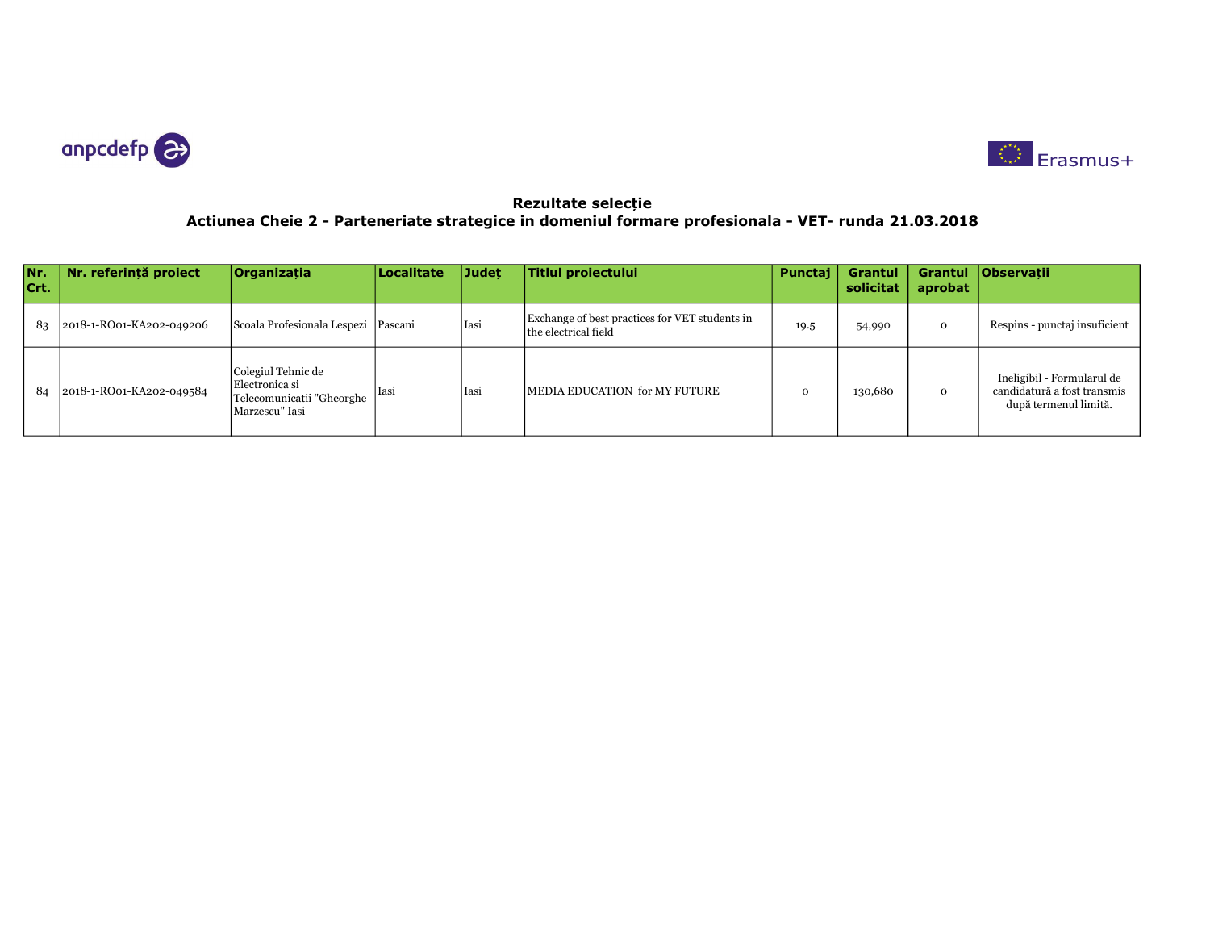anpcdefp

Erasmus+

## Rezultate selecție
## Actiunea Cheie 2 - Parteneriate strategice in domeniul formare profesionala - VET- runda 21.03.2018

| Nr. Crt. | Nr. referință proiect | Organizația | Localitate | Județ | Titlul proiectului | Punctaj | Grantul solicitat | Grantul aprobat | Observații |
|---|---|---|---|---|---|---|---|---|---|
| 83 | 2018-1-RO01-KA202-049206 | Scoala Profesionala Lespezi | Pascani | Iasi | Exchange of best practices for VET students in the electrical field | 19.5 | 54,990 | 0 | Respins - punctaj insuficient |
| 84 | 2018-1-RO01-KA202-049584 | Colegiul Tehnic de Electronica si Telecomunicatii "Gheorghe Marzescu" Iasi | Iasi | Iasi | MEDIA EDUCATION for MY FUTURE | 0 | 130,680 | 0 | Ineligibil - Formularul de candidatură a fost transmis după termenul limită. |